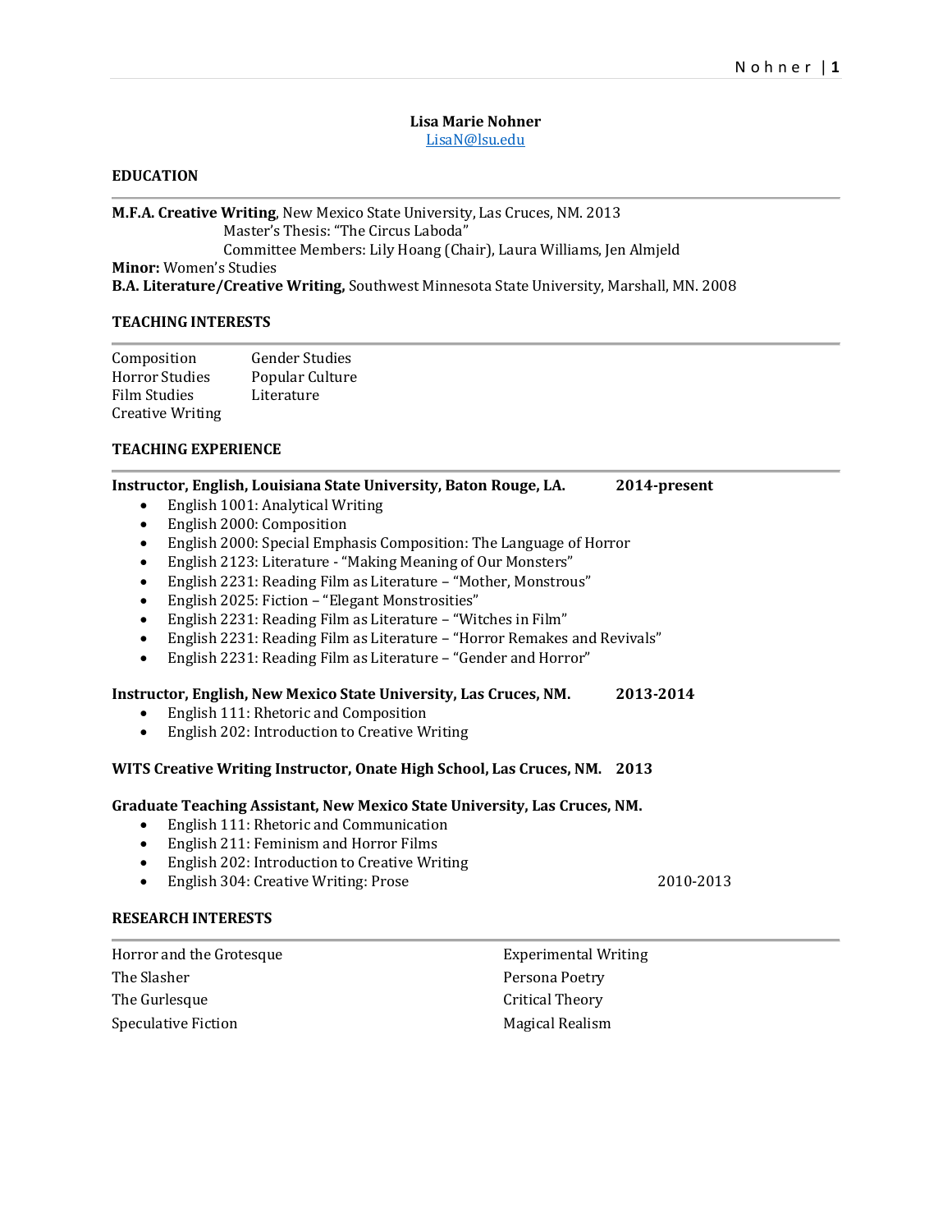**Lisa Marie Nohner**
LisaN@lsu.edu

## EDUCATION

**M.F.A. Creative Writing**, New Mexico State University, Las Cruces, NM. 2013
Master's Thesis: "The Circus Laboda"
Committee Members: Lily Hoang (Chair), Laura Williams, Jen Almjeld
**Minor:** Women's Studies
**B.A. Literature/Creative Writing,** Southwest Minnesota State University, Marshall, MN. 2008

## TEACHING INTERESTS

Composition
Horror Studies
Film Studies
Creative Writing
Gender Studies
Popular Culture
Literature

## TEACHING EXPERIENCE

**Instructor, English, Louisiana State University, Baton Rouge, LA. 2014-present**

- English 1001: Analytical Writing
- English 2000: Composition
- English 2000: Special Emphasis Composition: The Language of Horror
- English 2123: Literature - "Making Meaning of Our Monsters"
- English 2231: Reading Film as Literature – "Mother, Monstrous"
- English 2025: Fiction – "Elegant Monstrosities"
- English 2231: Reading Film as Literature – "Witches in Film"
- English 2231: Reading Film as Literature – "Horror Remakes and Revivals"
- English 2231: Reading Film as Literature – "Gender and Horror"

**Instructor, English, New Mexico State University, Las Cruces, NM. 2013-2014**

- English 111: Rhetoric and Composition
- English 202: Introduction to Creative Writing

**WITS Creative Writing Instructor, Onate High School, Las Cruces, NM. 2013**

**Graduate Teaching Assistant, New Mexico State University, Las Cruces, NM.** 2010-2013

- English 111: Rhetoric and Communication
- English 211: Feminism and Horror Films
- English 202: Introduction to Creative Writing
- English 304: Creative Writing: Prose

## RESEARCH INTERESTS

Horror and the Grotesque
The Slasher
The Gurlesque
Speculative Fiction
Experimental Writing
Persona Poetry
Critical Theory
Magical Realism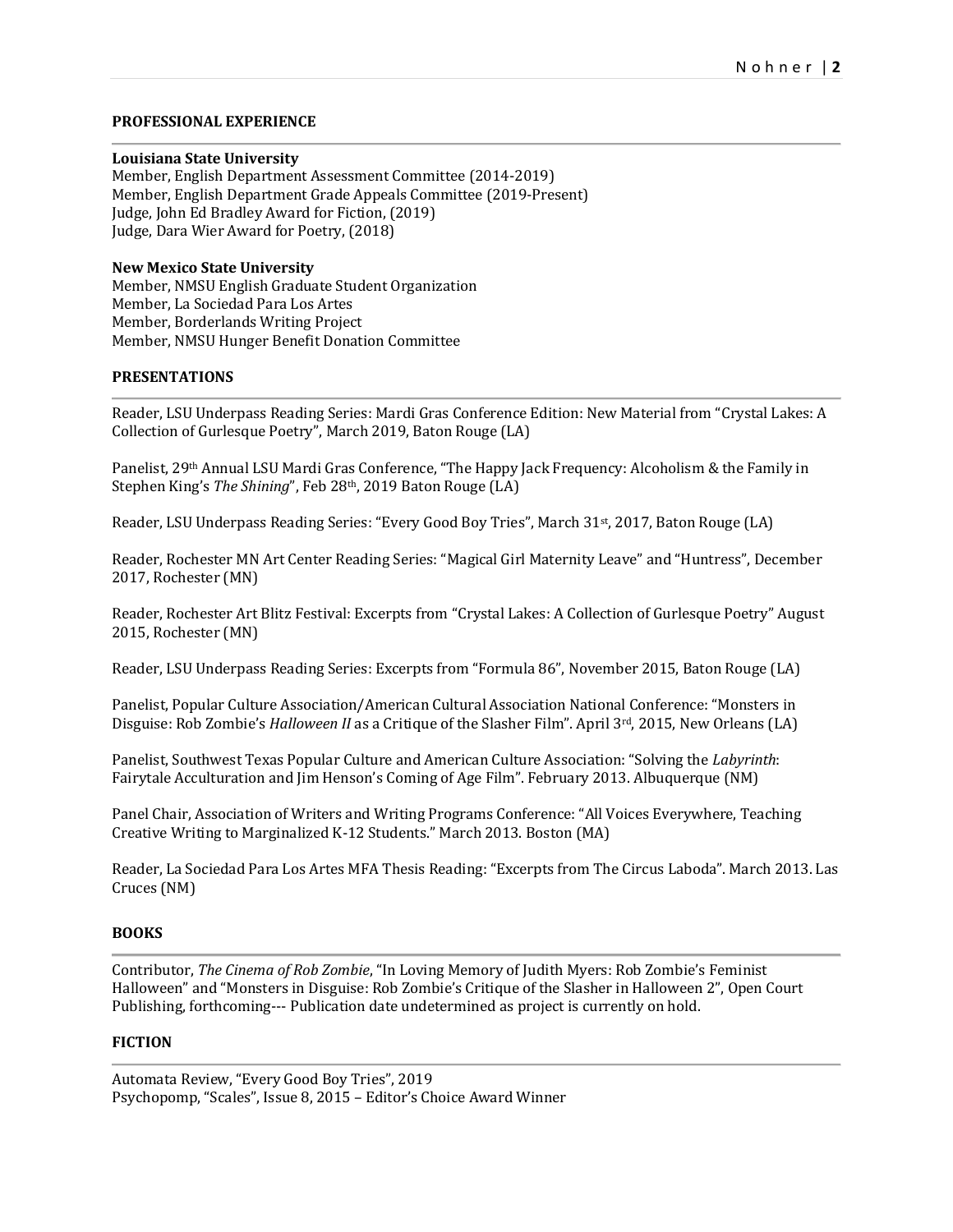## PROFESSIONAL EXPERIENCE

**Louisiana State University**
Member, English Department Assessment Committee (2014-2019)
Member, English Department Grade Appeals Committee (2019-Present)
Judge, John Ed Bradley Award for Fiction, (2019)
Judge, Dara Wier Award for Poetry, (2018)

**New Mexico State University**
Member, NMSU English Graduate Student Organization
Member, La Sociedad Para Los Artes
Member, Borderlands Writing Project
Member, NMSU Hunger Benefit Donation Committee

## PRESENTATIONS

Reader, LSU Underpass Reading Series: Mardi Gras Conference Edition: New Material from "Crystal Lakes: A Collection of Gurlesque Poetry", March 2019, Baton Rouge (LA)

Panelist, 29th Annual LSU Mardi Gras Conference, "The Happy Jack Frequency: Alcoholism & the Family in Stephen King's *The Shining*", Feb 28th, 2019 Baton Rouge (LA)

Reader, LSU Underpass Reading Series: "Every Good Boy Tries", March 31st, 2017, Baton Rouge (LA)

Reader, Rochester MN Art Center Reading Series: "Magical Girl Maternity Leave" and "Huntress", December 2017, Rochester (MN)

Reader, Rochester Art Blitz Festival: Excerpts from "Crystal Lakes: A Collection of Gurlesque Poetry" August 2015, Rochester (MN)

Reader, LSU Underpass Reading Series: Excerpts from "Formula 86", November 2015, Baton Rouge (LA)

Panelist, Popular Culture Association/American Cultural Association National Conference: "Monsters in Disguise: Rob Zombie's *Halloween II* as a Critique of the Slasher Film". April 3rd, 2015, New Orleans (LA)

Panelist, Southwest Texas Popular Culture and American Culture Association: "Solving the *Labyrinth*: Fairytale Acculturation and Jim Henson's Coming of Age Film". February 2013. Albuquerque (NM)

Panel Chair, Association of Writers and Writing Programs Conference: "All Voices Everywhere, Teaching Creative Writing to Marginalized K-12 Students." March 2013. Boston (MA)

Reader, La Sociedad Para Los Artes MFA Thesis Reading: "Excerpts from The Circus Laboda". March 2013. Las Cruces (NM)

## BOOKS

Contributor, *The Cinema of Rob Zombie*, "In Loving Memory of Judith Myers: Rob Zombie's Feminist Halloween" and "Monsters in Disguise: Rob Zombie's Critique of the Slasher in Halloween 2", Open Court Publishing, forthcoming--- Publication date undetermined as project is currently on hold.

## FICTION

Automata Review, "Every Good Boy Tries", 2019
Psychopomp, "Scales", Issue 8, 2015 – Editor's Choice Award Winner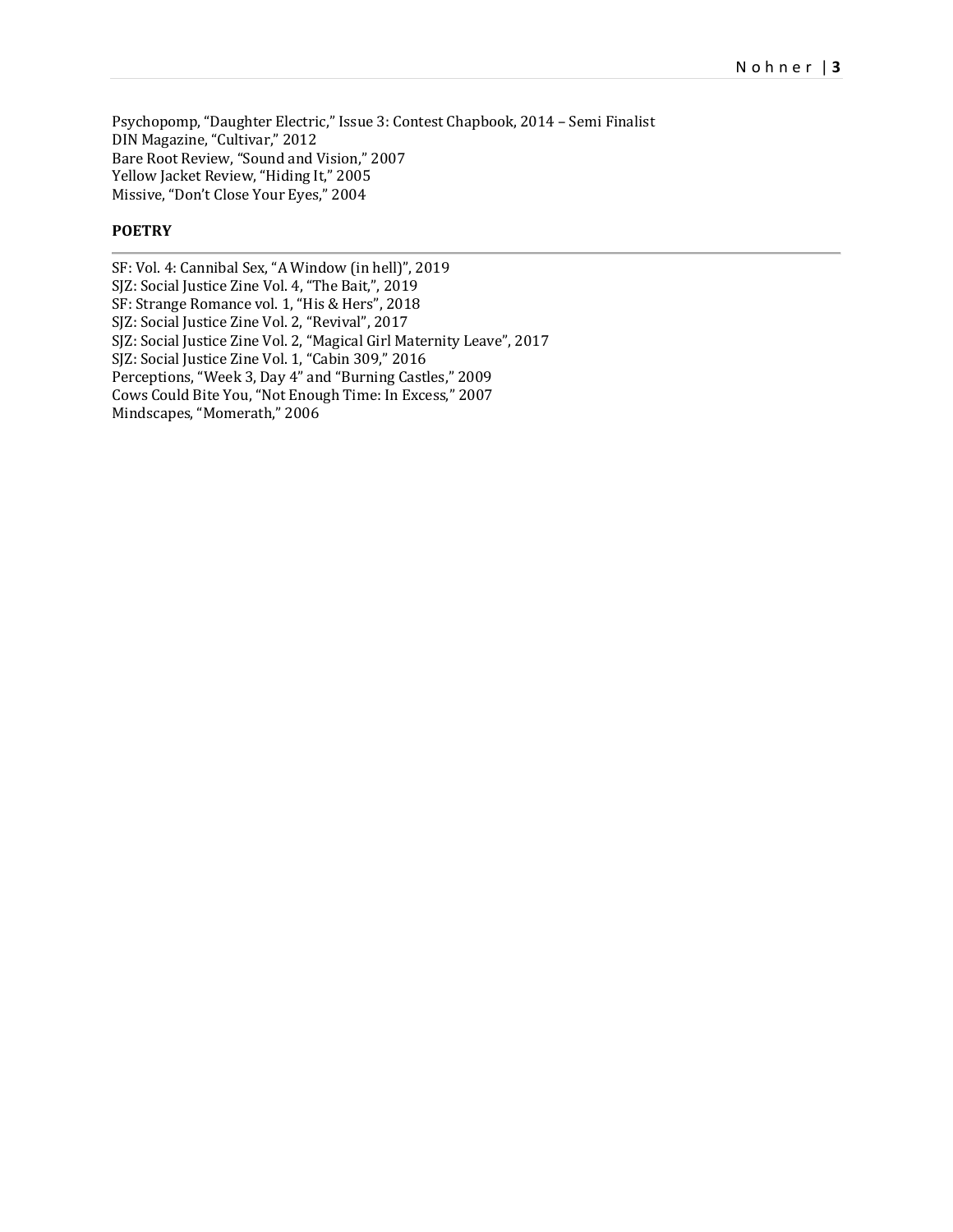Psychopomp, “Daughter Electric,” Issue 3: Contest Chapbook, 2014 – Semi Finalist
DIN Magazine, “Cultivar,” 2012
Bare Root Review, “Sound and Vision,” 2007
Yellow Jacket Review, “Hiding It,” 2005
Missive, “Don’t Close Your Eyes,” 2004

**POETRY**

SF: Vol. 4: Cannibal Sex, “A Window (in hell)”, 2019
SJZ: Social Justice Zine Vol. 4, “The Bait,”, 2019
SF: Strange Romance vol. 1, “His & Hers”, 2018
SJZ: Social Justice Zine Vol. 2, “Revival”, 2017
SJZ: Social Justice Zine Vol. 2, “Magical Girl Maternity Leave”, 2017
SJZ: Social Justice Zine Vol. 1, “Cabin 309,” 2016
Perceptions, “Week 3, Day 4” and “Burning Castles,” 2009
Cows Could Bite You, “Not Enough Time: In Excess,” 2007
Mindscapes, “Momerath,” 2006